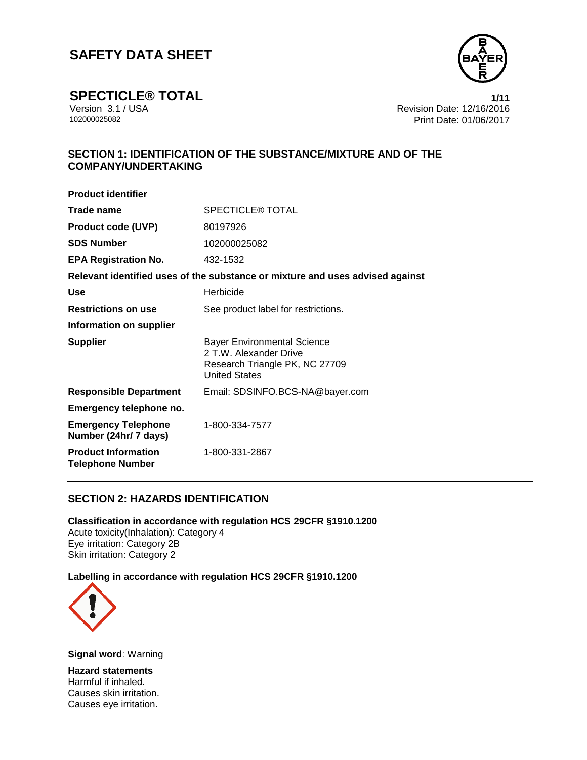# SAFETY DATA SHEET

## SPECTICLE® TOTAL

Version 3.1 / USA
102000025082

Revision Date: 12/16/2016
Print Date: 01/06/2017

## SECTION 1: IDENTIFICATION OF THE SUBSTANCE/MIXTURE AND OF THE COMPANY/UNDERTAKING

**Product identifier**

| | |
|---|---|
| **Trade name** | SPECTICLE® TOTAL |
| **Product code (UVP)** | 80197926 |
| **SDS Number** | 102000025082 |
| **EPA Registration No.** | 432-1532 |

**Relevant identified uses of the substance or mixture and uses advised against**

| | |
|---|---|
| **Use** | Herbicide |
| **Restrictions on use** | See product label for restrictions. |

**Information on supplier**

| | |
|---|---|
| **Supplier** | Bayer Environmental Science<br>2 T.W. Alexander Drive<br>Research Triangle PK, NC 27709<br>United States |
| **Responsible Department** | Email: SDSINFO.BCS-NA@bayer.com |

**Emergency telephone no.**

| | |
|---|---|
| **Emergency Telephone Number (24hr/ 7 days)** | 1-800-334-7577 |
| **Product Information Telephone Number** | 1-800-331-2867 |

## SECTION 2: HAZARDS IDENTIFICATION

**Classification in accordance with regulation HCS 29CFR §1910.1200**

Acute toxicity(Inhalation): Category 4
Eye irritation: Category 2B
Skin irritation: Category 2

**Labelling in accordance with regulation HCS 29CFR §1910.1200**

**Signal word**: Warning

**Hazard statements**

Harmful if inhaled.
Causes skin irritation.
Causes eye irritation.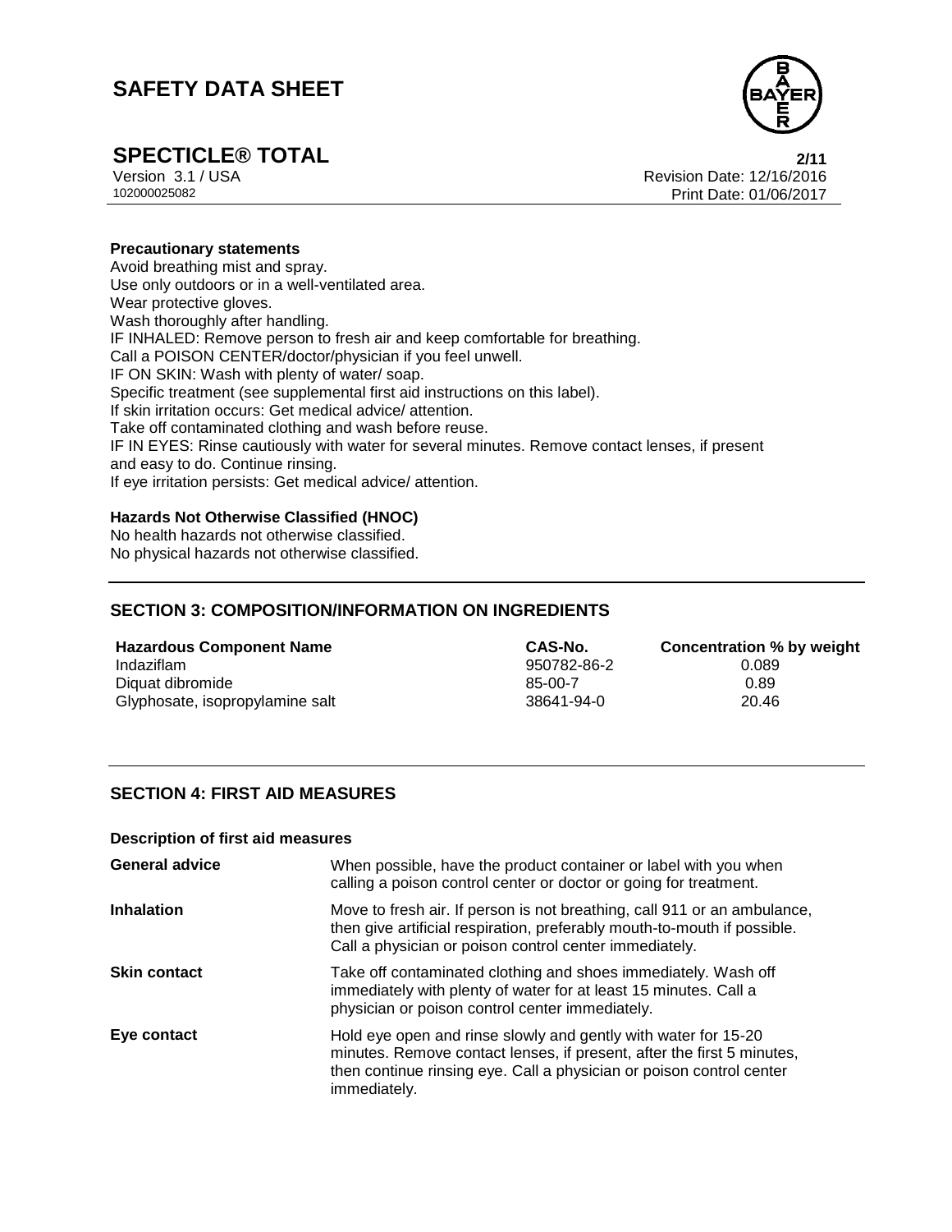**Precautionary statements**

Avoid breathing mist and spray.
Use only outdoors or in a well-ventilated area.
Wear protective gloves.
Wash thoroughly after handling.
IF INHALED: Remove person to fresh air and keep comfortable for breathing.
Call a POISON CENTER/doctor/physician if you feel unwell.
IF ON SKIN: Wash with plenty of water/ soap.
Specific treatment (see supplemental first aid instructions on this label).
If skin irritation occurs: Get medical advice/ attention.
Take off contaminated clothing and wash before reuse.
IF IN EYES: Rinse cautiously with water for several minutes. Remove contact lenses, if present and easy to do. Continue rinsing.
If eye irritation persists: Get medical advice/ attention.

**Hazards Not Otherwise Classified (HNOC)**

No health hazards not otherwise classified.
No physical hazards not otherwise classified.

## SECTION 3: COMPOSITION/INFORMATION ON INGREDIENTS

| Hazardous Component Name | CAS-No. | Concentration % by weight |
|---|---|---|
| Indaziflam | 950782-86-2 | 0.089 |
| Diquat dibromide | 85-00-7 | 0.89 |
| Glyphosate, isopropylamine salt | 38641-94-0 | 20.46 |

## SECTION 4: FIRST AID MEASURES

**Description of first aid measures**

| | |
|---|---|
| **General advice** | When possible, have the product container or label with you when calling a poison control center or doctor or going for treatment. |
| **Inhalation** | Move to fresh air. If person is not breathing, call 911 or an ambulance, then give artificial respiration, preferably mouth-to-mouth if possible. Call a physician or poison control center immediately. |
| **Skin contact** | Take off contaminated clothing and shoes immediately. Wash off immediately with plenty of water for at least 15 minutes. Call a physician or poison control center immediately. |
| **Eye contact** | Hold eye open and rinse slowly and gently with water for 15-20 minutes. Remove contact lenses, if present, after the first 5 minutes, then continue rinsing eye. Call a physician or poison control center immediately. |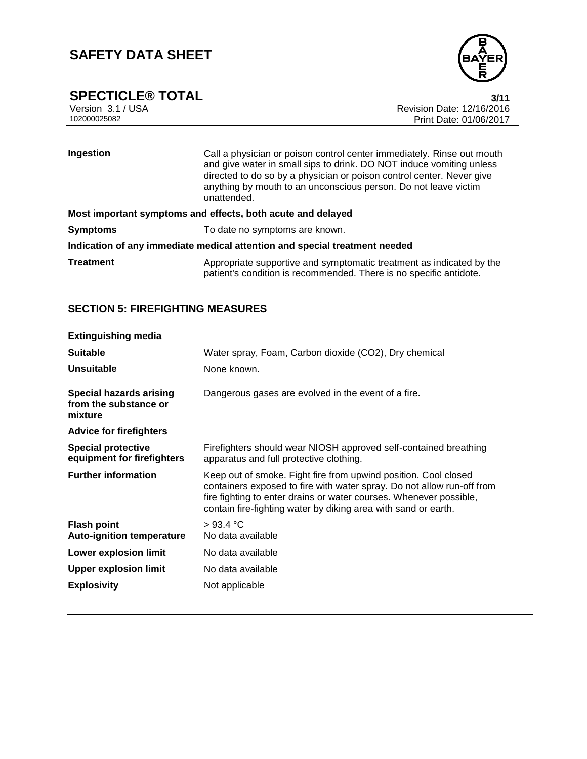| | |
|---|---|
| **Ingestion** | Call a physician or poison control center immediately. Rinse out mouth and give water in small sips to drink. DO NOT induce vomiting unless directed to do so by a physician or poison control center. Never give anything by mouth to an unconscious person. Do not leave victim unattended. |

**Most important symptoms and effects, both acute and delayed**

| | |
|---|---|
| **Symptoms** | To date no symptoms are known. |

**Indication of any immediate medical attention and special treatment needed**

| | |
|---|---|
| **Treatment** | Appropriate supportive and symptomatic treatment as indicated by the patient's condition is recommended. There is no specific antidote. |

## SECTION 5: FIREFIGHTING MEASURES

**Extinguishing media**

| | |
|---|---|
| **Suitable** | Water spray, Foam, Carbon dioxide ($CO_2$), Dry chemical |
| **Unsuitable** | None known. |
| **Special hazards arising from the substance or mixture** | Dangerous gases are evolved in the event of a fire. |

**Advice for firefighters**

| | |
|---|---|
| **Special protective equipment for firefighters** | Firefighters should wear NIOSH approved self-contained breathing apparatus and full protective clothing. |
| **Further information** | Keep out of smoke. Fight fire from upwind position. Cool closed containers exposed to fire with water spray. Do not allow run-off from fire fighting to enter drains or water courses. Whenever possible, contain fire-fighting water by diking area with sand or earth. |
| **Flash point** | > 93.4 °C |
| **Auto-ignition temperature** | No data available |
| **Lower explosion limit** | No data available |
| **Upper explosion limit** | No data available |
| **Explosivity** | Not applicable |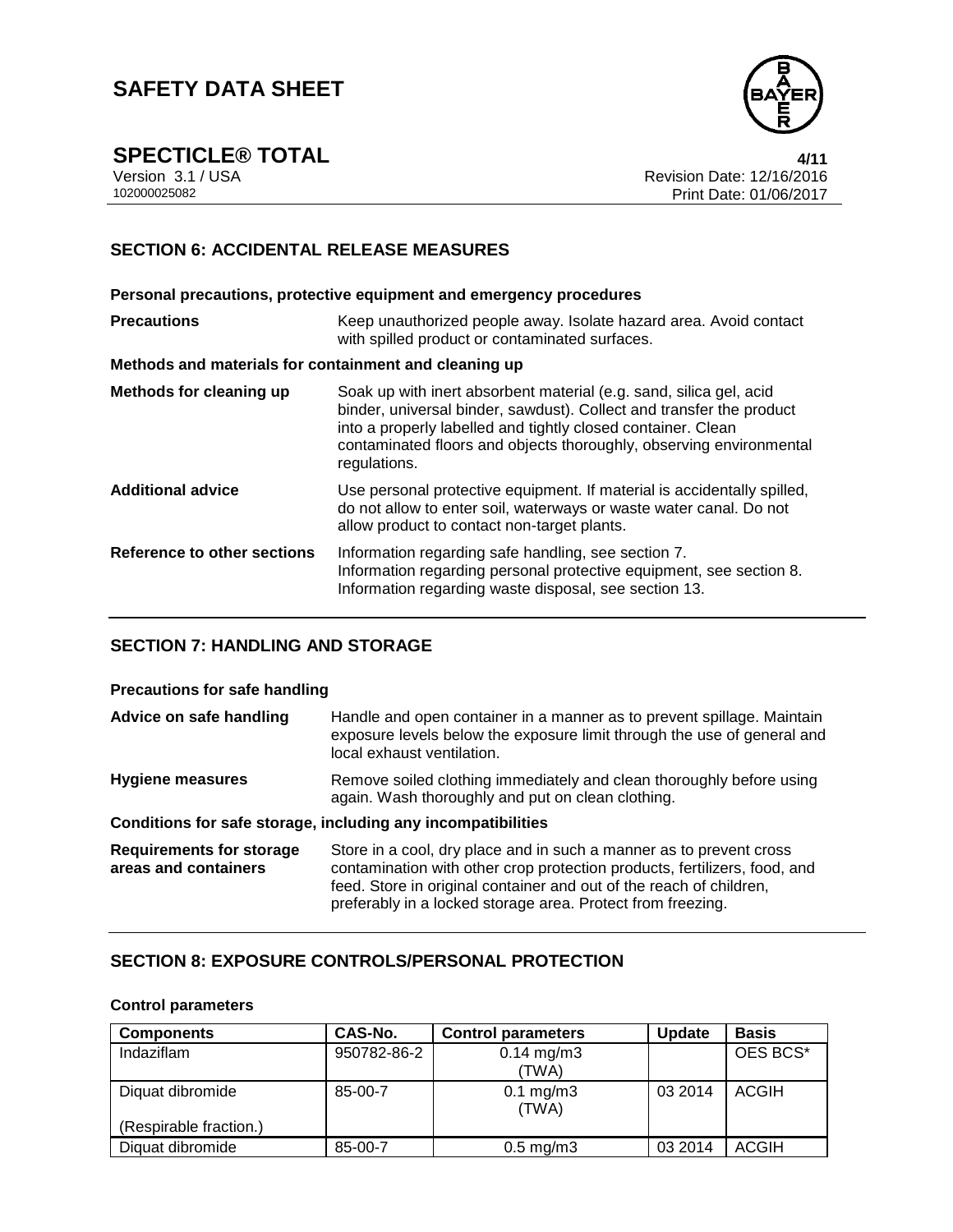## SECTION 6: ACCIDENTAL RELEASE MEASURES

**Personal precautions, protective equipment and emergency procedures**

| | |
|---|---|
| **Precautions** | Keep unauthorized people away. Isolate hazard area. Avoid contact with spilled product or contaminated surfaces. |

**Methods and materials for containment and cleaning up**

| | |
|---|---|
| **Methods for cleaning up** | Soak up with inert absorbent material (e.g. sand, silica gel, acid binder, universal binder, sawdust). Collect and transfer the product into a properly labelled and tightly closed container. Clean contaminated floors and objects thoroughly, observing environmental regulations. |
| **Additional advice** | Use personal protective equipment. If material is accidentally spilled, do not allow to enter soil, waterways or waste water canal. Do not allow product to contact non-target plants. |
| **Reference to other sections** | Information regarding safe handling, see section 7.<br>Information regarding personal protective equipment, see section 8.<br>Information regarding waste disposal, see section 13. |

## SECTION 7: HANDLING AND STORAGE

**Precautions for safe handling**

| | |
|---|---|
| **Advice on safe handling** | Handle and open container in a manner as to prevent spillage. Maintain exposure levels below the exposure limit through the use of general and local exhaust ventilation. |
| **Hygiene measures** | Remove soiled clothing immediately and clean thoroughly before using again. Wash thoroughly and put on clean clothing. |

**Conditions for safe storage, including any incompatibilities**

| | |
|---|---|
| **Requirements for storage areas and containers** | Store in a cool, dry place and in such a manner as to prevent cross contamination with other crop protection products, fertilizers, food, and feed. Store in original container and out of the reach of children, preferably in a locked storage area. Protect from freezing. |

## SECTION 8: EXPOSURE CONTROLS/PERSONAL PROTECTION

**Control parameters**

| Components | CAS-No. | Control parameters | Update | Basis |
|---|---|---|---|---|
| Indaziflam | 950782-86-2 | 0.14 mg/m3 (TWA) | | OES BCS* |
| Diquat dibromide<br><br>(Respirable fraction.) | 85-00-7 | 0.1 mg/m3 (TWA) | 03 2014 | ACGIH |
| Diquat dibromide | 85-00-7 | 0.5 mg/m3 | 03 2014 | ACGIH |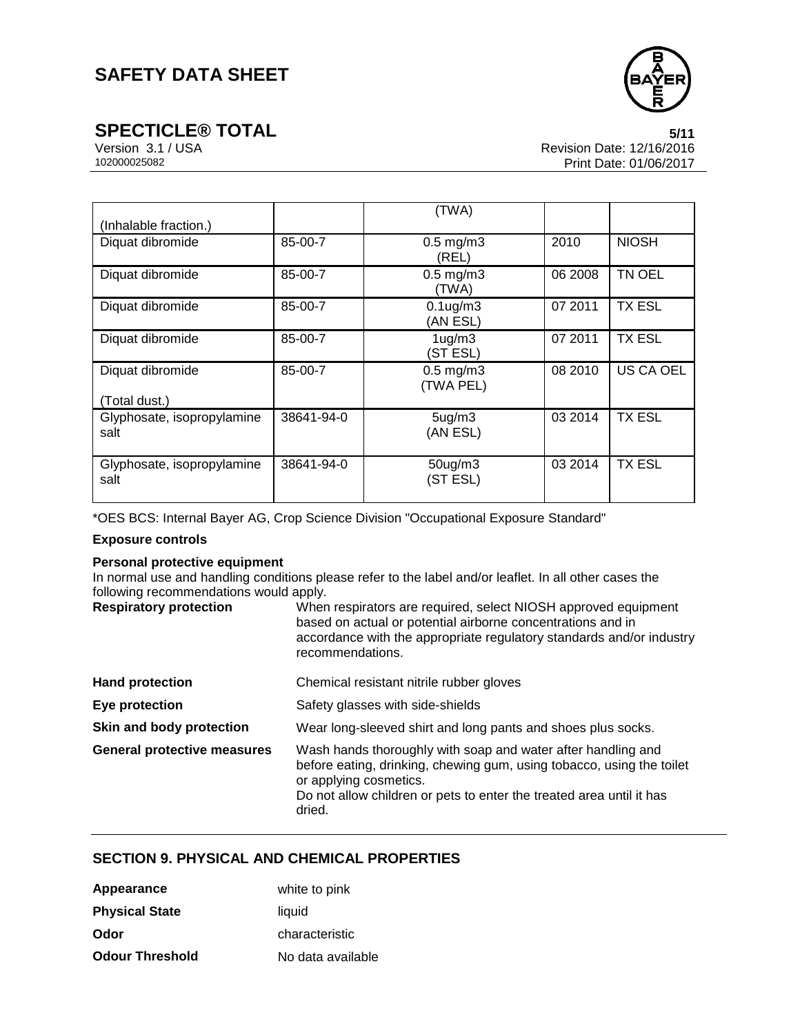| | | | | |
|---|---|---|---|---|
| (Inhalable fraction.) | | (TWA) | | |
| Diquat dibromide | 85-00-7 | 0.5 mg/m3 (REL) | 2010 | NIOSH |
| Diquat dibromide | 85-00-7 | 0.5 mg/m3 (TWA) | 06 2008 | TN OEL |
| Diquat dibromide | 85-00-7 | 0.1ug/m3 (AN ESL) | 07 2011 | TX ESL |
| Diquat dibromide | 85-00-7 | 1ug/m3 (ST ESL) | 07 2011 | TX ESL |
| Diquat dibromide (Total dust.) | 85-00-7 | 0.5 mg/m3 (TWA PEL) | 08 2010 | US CA OEL |
| Glyphosate, isopropylamine salt | 38641-94-0 | 5ug/m3 (AN ESL) | 03 2014 | TX ESL |
| Glyphosate, isopropylamine salt | 38641-94-0 | 50ug/m3 (ST ESL) | 03 2014 | TX ESL |

*OES BCS: Internal Bayer AG, Crop Science Division "Occupational Exposure Standard"

**Exposure controls**

**Personal protective equipment**

In normal use and handling conditions please refer to the label and/or leaflet. In all other cases the following recommendations would apply.

| | |
|---|---|
| **Respiratory protection** | When respirators are required, select NIOSH approved equipment based on actual or potential airborne concentrations and in accordance with the appropriate regulatory standards and/or industry recommendations. |
| **Hand protection** | Chemical resistant nitrile rubber gloves |
| **Eye protection** | Safety glasses with side-shields |
| **Skin and body protection** | Wear long-sleeved shirt and long pants and shoes plus socks. |
| **General protective measures** | Wash hands thoroughly with soap and water after handling and before eating, drinking, chewing gum, using tobacco, using the toilet or applying cosmetics. Do not allow children or pets to enter the treated area until it has dried. |

## SECTION 9. PHYSICAL AND CHEMICAL PROPERTIES

| | |
|---|---|
| **Appearance** | white to pink |
| **Physical State** | liquid |
| **Odor** | characteristic |
| **Odour Threshold** | No data available |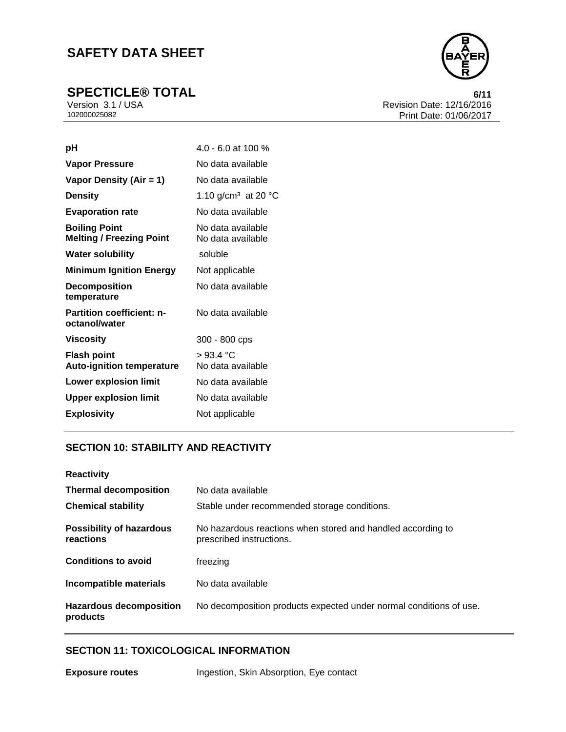| | |
|---|---|
| **pH** | 4.0 - 6.0 at 100 % |
| **Vapor Pressure** | No data available |
| **Vapor Density (Air = 1)** | No data available |
| **Density** | 1.10 g/cm³ at 20 °C |
| **Evaporation rate** | No data available |
| **Boiling Point** | No data available |
| **Melting / Freezing Point** | No data available |
| **Water solubility** | soluble |
| **Minimum Ignition Energy** | Not applicable |
| **Decomposition temperature** | No data available |
| **Partition coefficient: n-octanol/water** | No data available |
| **Viscosity** | 300 - 800 cps |
| **Flash point** | > 93.4 °C |
| **Auto-ignition temperature** | No data available |
| **Lower explosion limit** | No data available |
| **Upper explosion limit** | No data available |
| **Explosivity** | Not applicable |

## SECTION 10: STABILITY AND REACTIVITY

| | |
|---|---|
| **Reactivity** | |
| **Thermal decomposition** | No data available |
| **Chemical stability** | Stable under recommended storage conditions. |
| **Possibility of hazardous reactions** | No hazardous reactions when stored and handled according to prescribed instructions. |
| **Conditions to avoid** | freezing |
| **Incompatible materials** | No data available |
| **Hazardous decomposition products** | No decomposition products expected under normal conditions of use. |

## SECTION 11: TOXICOLOGICAL INFORMATION

| | |
|---|---|
| **Exposure routes** | Ingestion, Skin Absorption, Eye contact |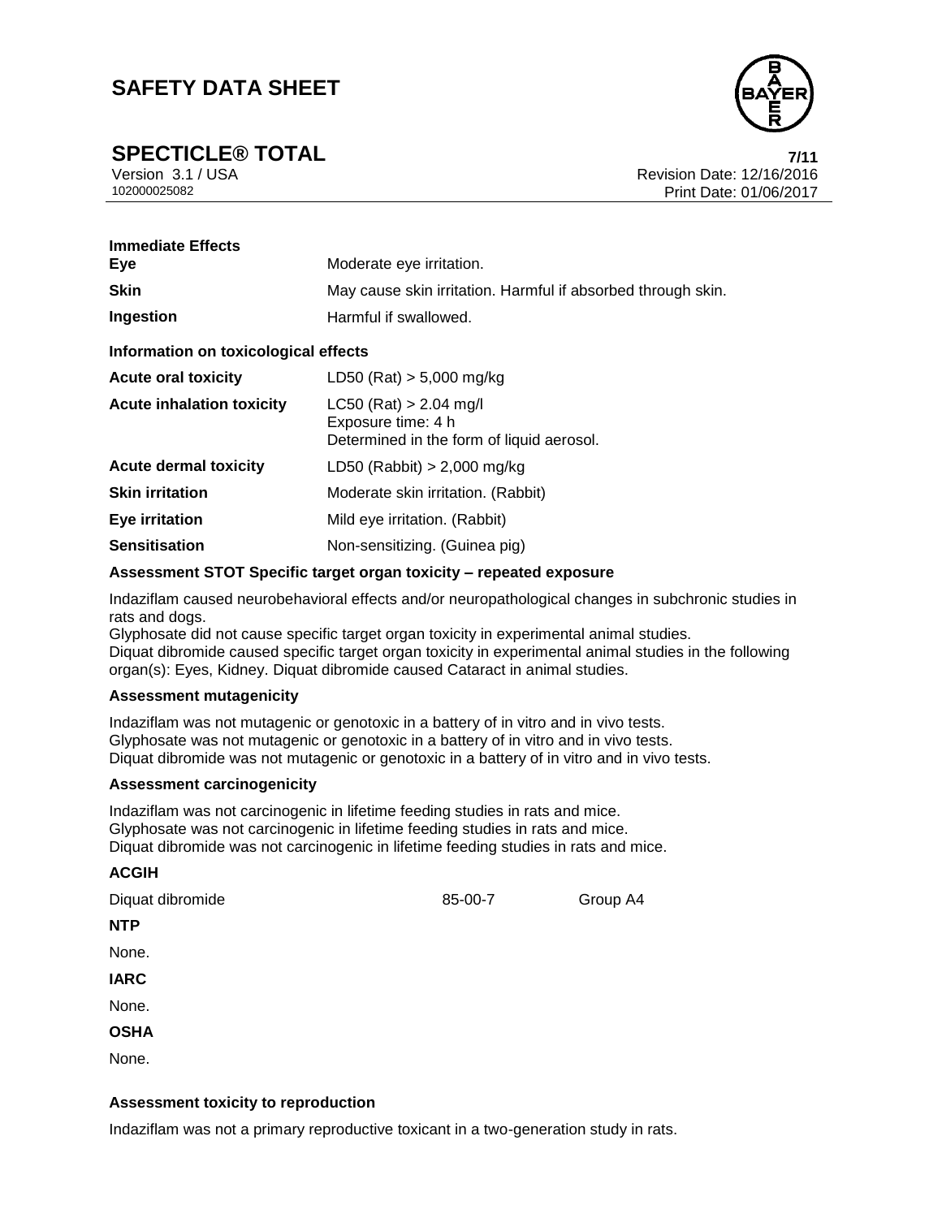**Immediate Effects**

| | |
|---|---|
| **Eye** | Moderate eye irritation. |
| **Skin** | May cause skin irritation. Harmful if absorbed through skin. |
| **Ingestion** | Harmful if swallowed. |

**Information on toxicological effects**

| | |
|---|---|
| **Acute oral toxicity** | LD50 (Rat) > 5,000 mg/kg |
| **Acute inhalation toxicity** | LC50 (Rat) > 2.04 mg/l<br>Exposure time: 4 h<br>Determined in the form of liquid aerosol. |
| **Acute dermal toxicity** | LD50 (Rabbit) > 2,000 mg/kg |
| **Skin irritation** | Moderate skin irritation. (Rabbit) |
| **Eye irritation** | Mild eye irritation. (Rabbit) |
| **Sensitisation** | Non-sensitizing. (Guinea pig) |

**Assessment STOT Specific target organ toxicity – repeated exposure**

Indaziflam caused neurobehavioral effects and/or neuropathological changes in subchronic studies in rats and dogs.
Glyphosate did not cause specific target organ toxicity in experimental animal studies.
Diquat dibromide caused specific target organ toxicity in experimental animal studies in the following organ(s): Eyes, Kidney. Diquat dibromide caused Cataract in animal studies.

**Assessment mutagenicity**

Indaziflam was not mutagenic or genotoxic in a battery of in vitro and in vivo tests.
Glyphosate was not mutagenic or genotoxic in a battery of in vitro and in vivo tests.
Diquat dibromide was not mutagenic or genotoxic in a battery of in vitro and in vivo tests.

**Assessment carcinogenicity**

Indaziflam was not carcinogenic in lifetime feeding studies in rats and mice.
Glyphosate was not carcinogenic in lifetime feeding studies in rats and mice.
Diquat dibromide was not carcinogenic in lifetime feeding studies in rats and mice.

**ACGIH**

| | | |
|---|---|---|
| Diquat dibromide | 85-00-7 | Group A4 |

**NTP**

None.

**IARC**

None.

**OSHA**

None.

**Assessment toxicity to reproduction**

Indaziflam was not a primary reproductive toxicant in a two-generation study in rats.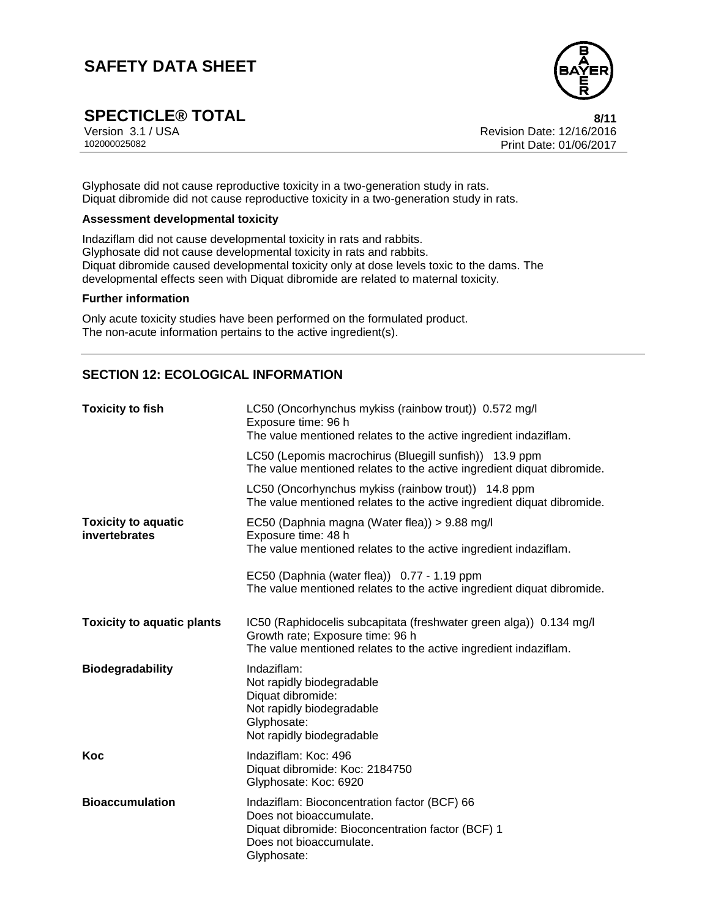Glyphosate did not cause reproductive toxicity in a two-generation study in rats.
Diquat dibromide did not cause reproductive toxicity in a two-generation study in rats.

**Assessment developmental toxicity**

Indaziflam did not cause developmental toxicity in rats and rabbits.
Glyphosate did not cause developmental toxicity in rats and rabbits.
Diquat dibromide caused developmental toxicity only at dose levels toxic to the dams. The developmental effects seen with Diquat dibromide are related to maternal toxicity.

**Further information**

Only acute toxicity studies have been performed on the formulated product.
The non-acute information pertains to the active ingredient(s).

## SECTION 12: ECOLOGICAL INFORMATION

| | |
|---|---|
| **Toxicity to fish** | LC50 (Oncorhynchus mykiss (rainbow trout)) 0.572 mg/l<br>Exposure time: 96 h<br>The value mentioned relates to the active ingredient indaziflam. |
| | LC50 (Lepomis macrochirus (Bluegill sunfish)) 13.9 ppm<br>The value mentioned relates to the active ingredient diquat dibromide. |
| | LC50 (Oncorhynchus mykiss (rainbow trout)) 14.8 ppm<br>The value mentioned relates to the active ingredient diquat dibromide. |
| **Toxicity to aquatic invertebrates** | EC50 (Daphnia magna (Water flea)) > 9.88 mg/l<br>Exposure time: 48 h<br>The value mentioned relates to the active ingredient indaziflam. |
| | EC50 (Daphnia (water flea)) 0.77 - 1.19 ppm<br>The value mentioned relates to the active ingredient diquat dibromide. |
| **Toxicity to aquatic plants** | IC50 (Raphidocelis subcapitata (freshwater green alga)) 0.134 mg/l<br>Growth rate; Exposure time: 96 h<br>The value mentioned relates to the active ingredient indaziflam. |
| **Biodegradability** | Indaziflam:<br>Not rapidly biodegradable<br>Diquat dibromide:<br>Not rapidly biodegradable<br>Glyphosate:<br>Not rapidly biodegradable |
| **Koc** | Indaziflam: Koc: 496<br>Diquat dibromide: Koc: 2184750<br>Glyphosate: Koc: 6920 |
| **Bioaccumulation** | Indaziflam: Bioconcentration factor (BCF) 66<br>Does not bioaccumulate.<br>Diquat dibromide: Bioconcentration factor (BCF) 1<br>Does not bioaccumulate.<br>Glyphosate: |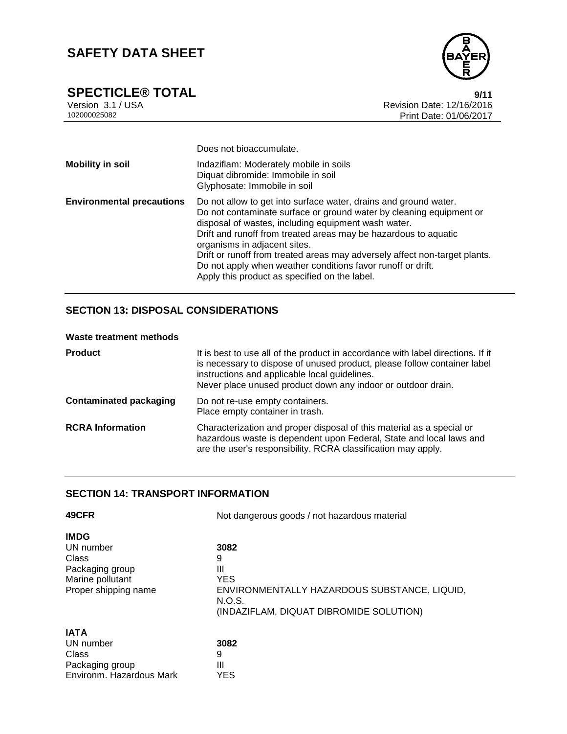| | |
|---|---|
| | Does not bioaccumulate. |
| **Mobility in soil** | Indaziflam: Moderately mobile in soils<br>Diquat dibromide: Immobile in soil<br>Glyphosate: Immobile in soil |
| **Environmental precautions** | Do not allow to get into surface water, drains and ground water.<br>Do not contaminate surface or ground water by cleaning equipment or disposal of wastes, including equipment wash water.<br>Drift and runoff from treated areas may be hazardous to aquatic organisms in adjacent sites.<br>Drift or runoff from treated areas may adversely affect non-target plants.<br>Do not apply when weather conditions favor runoff or drift.<br>Apply this product as specified on the label. |

## SECTION 13: DISPOSAL CONSIDERATIONS

**Waste treatment methods**

| | |
|---|---|
| **Product** | It is best to use all of the product in accordance with label directions. If it is necessary to dispose of unused product, please follow container label instructions and applicable local guidelines.<br>Never place unused product down any indoor or outdoor drain. |
| **Contaminated packaging** | Do not re-use empty containers.<br>Place empty container in trash. |
| **RCRA Information** | Characterization and proper disposal of this material as a special or hazardous waste is dependent upon Federal, State and local laws and are the user's responsibility. RCRA classification may apply. |

## SECTION 14: TRANSPORT INFORMATION

| | |
|---|---|
| **49CFR** | Not dangerous goods / not hazardous material |

**IMDG**

| | |
|---|---|
| UN number | **3082** |
| Class | 9 |
| Packaging group | III |
| Marine pollutant | YES |
| Proper shipping name | ENVIRONMENTALLY HAZARDOUS SUBSTANCE, LIQUID, N.O.S.<br>(INDAZIFLAM, DIQUAT DIBROMIDE SOLUTION) |

**IATA**

| | |
|---|---|
| UN number | **3082** |
| Class | 9 |
| Packaging group | III |
| Environm. Hazardous Mark | YES |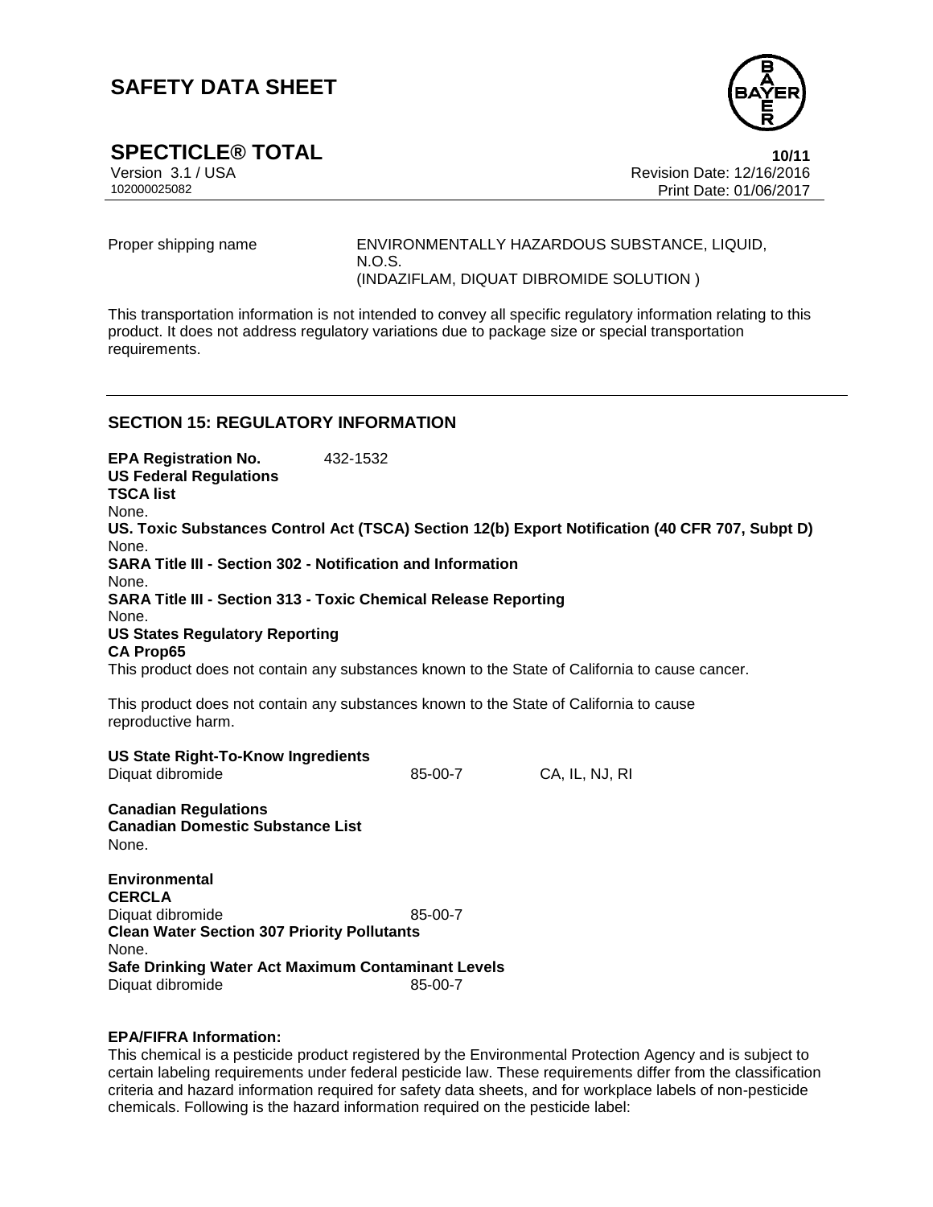| | |
|---|---|
| Proper shipping name | ENVIRONMENTALLY HAZARDOUS SUBSTANCE, LIQUID, N.O.S. (INDAZIFLAM, DIQUAT DIBROMIDE SOLUTION ) |

This transportation information is not intended to convey all specific regulatory information relating to this product. It does not address regulatory variations due to package size or special transportation requirements.

## SECTION 15: REGULATORY INFORMATION

**EPA Registration No.** 432-1532

**US Federal Regulations**

**TSCA list**

None.

**US. Toxic Substances Control Act (TSCA) Section 12(b) Export Notification (40 CFR 707, Subpt D)**

None.

**SARA Title III - Section 302 - Notification and Information**

None.

**SARA Title III - Section 313 - Toxic Chemical Release Reporting**

None.

**US States Regulatory Reporting**

**CA Prop65**

This product does not contain any substances known to the State of California to cause cancer.

This product does not contain any substances known to the State of California to cause reproductive harm.

**US State Right-To-Know Ingredients**

| | | |
|---|---|---|
| Diquat dibromide | 85-00-7 | CA, IL, NJ, RI |

**Canadian Regulations**

**Canadian Domestic Substance List**

None.

**Environmental**

**CERCLA**

| | |
|---|---|
| Diquat dibromide | 85-00-7 |

**Clean Water Section 307 Priority Pollutants**

None.

**Safe Drinking Water Act Maximum Contaminant Levels**

| | |
|---|---|
| Diquat dibromide | 85-00-7 |

**EPA/FIFRA Information:**

This chemical is a pesticide product registered by the Environmental Protection Agency and is subject to certain labeling requirements under federal pesticide law. These requirements differ from the classification criteria and hazard information required for safety data sheets, and for workplace labels of non-pesticide chemicals. Following is the hazard information required on the pesticide label: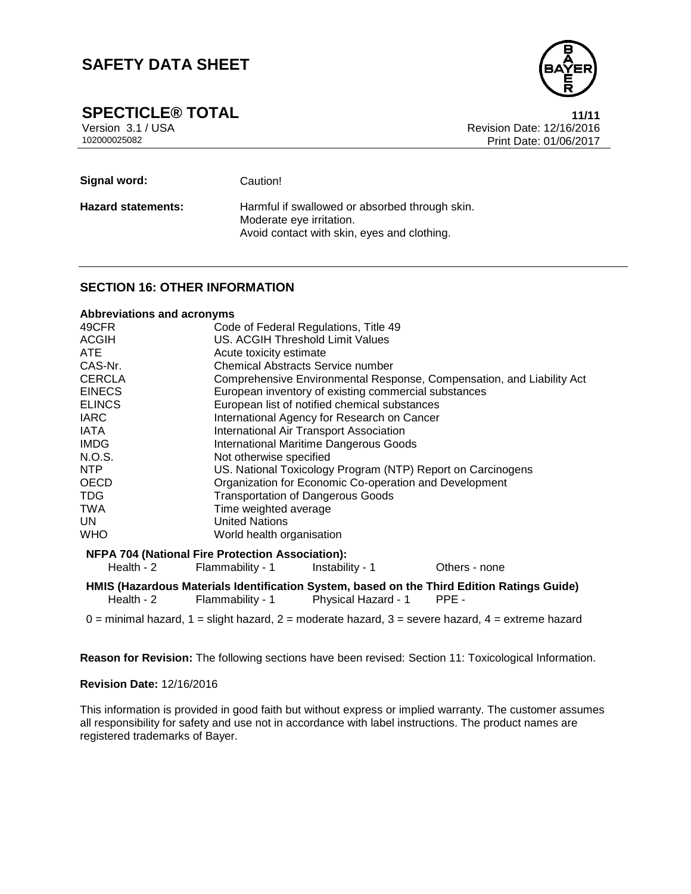| | |
|---|---|
| **Signal word:** | Caution! |
| **Hazard statements:** | Harmful if swallowed or absorbed through skin.<br>Moderate eye irritation.<br>Avoid contact with skin, eyes and clothing. |

## SECTION 16: OTHER INFORMATION

**Abbreviations and acronyms**

| | |
|---|---|
| 49CFR | Code of Federal Regulations, Title 49 |
| ACGIH | US. ACGIH Threshold Limit Values |
| ATE | Acute toxicity estimate |
| CAS-Nr. | Chemical Abstracts Service number |
| CERCLA | Comprehensive Environmental Response, Compensation, and Liability Act |
| EINECS | European inventory of existing commercial substances |
| ELINCS | European list of notified chemical substances |
| IARC | International Agency for Research on Cancer |
| IATA | International Air Transport Association |
| IMDG | International Maritime Dangerous Goods |
| N.O.S. | Not otherwise specified |
| NTP | US. National Toxicology Program (NTP) Report on Carcinogens |
| OECD | Organization for Economic Co-operation and Development |
| TDG | Transportation of Dangerous Goods |
| TWA | Time weighted average |
| UN | United Nations |
| WHO | World health organisation |

**NFPA 704 (National Fire Protection Association):**

| | | | |
|---|---|---|---|
| Health - 2 | Flammability - 1 | Instability - 1 | Others - none |

**HMIS (Hazardous Materials Identification System, based on the Third Edition Ratings Guide)**

| | | | |
|---|---|---|---|
| Health - 2 | Flammability - 1 | Physical Hazard - 1 | PPE - |

0 = minimal hazard, 1 = slight hazard, 2 = moderate hazard, 3 = severe hazard, 4 = extreme hazard

**Reason for Revision:** The following sections have been revised: Section 11: Toxicological Information.

**Revision Date:** 12/16/2016

This information is provided in good faith but without express or implied warranty. The customer assumes all responsibility for safety and use not in accordance with label instructions. The product names are registered trademarks of Bayer.